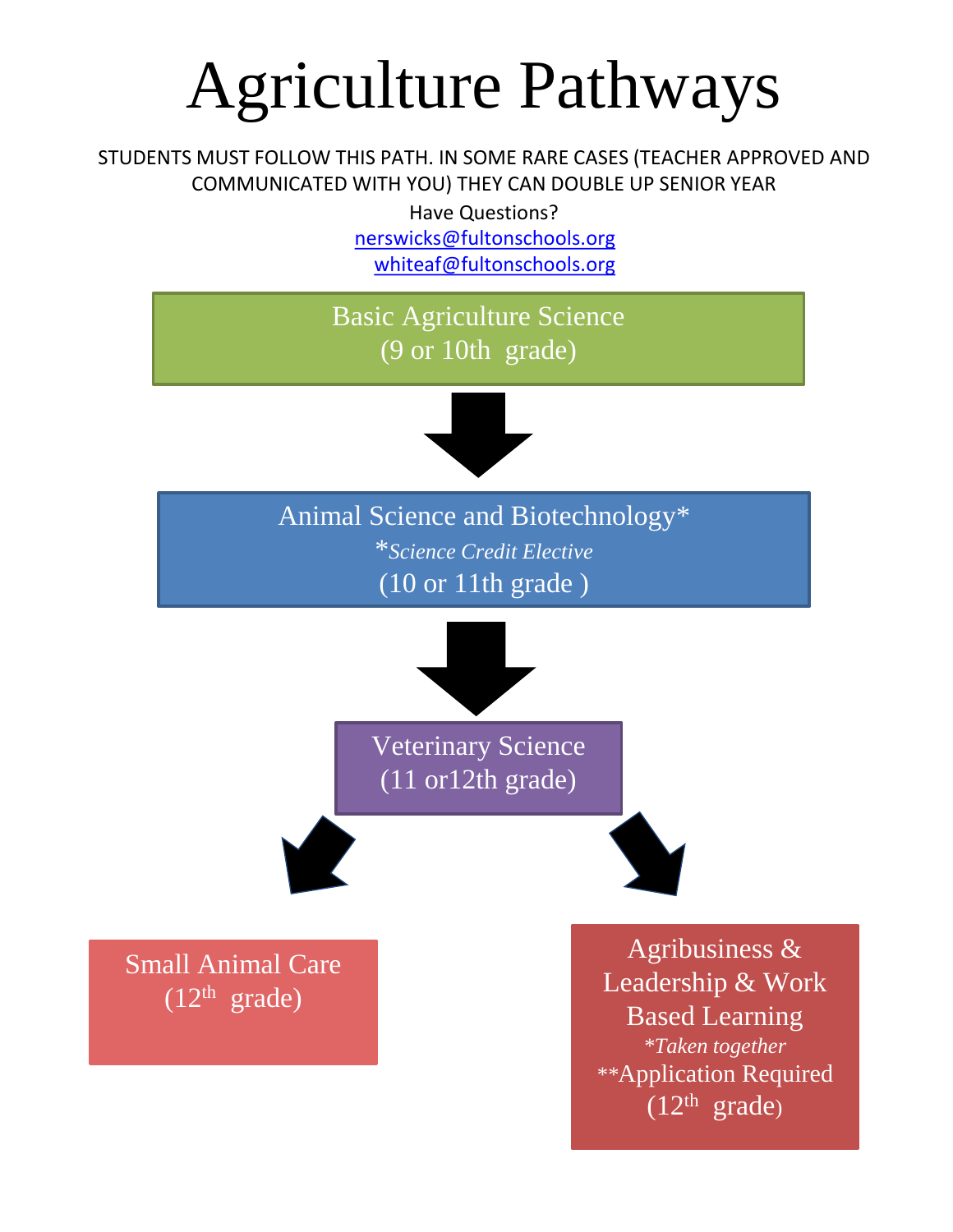# Agriculture Pathways

STUDENTS MUST FOLLOW THIS PATH. IN SOME RARE CASES (TEACHER APPROVED AND COMMUNICATED WITH YOU) THEY CAN DOUBLE UP SENIOR YEAR

Have Questions?

nerswicks@fultonschools.org

whiteaf@fultonschools.org

**Basic Agriculture Science**
(9 or 10th grade)

↓

**Animal Science and Biotechnology***
**Science Credit Elective*
(10 or 11th grade )

↓

**Veterinary Science**
(11 or12th grade)

↙ ↘

**Small Animal Care**
(12th grade)

**Agribusiness & Leadership & Work Based Learning**
**Taken together*
***Application Required
(12th grade)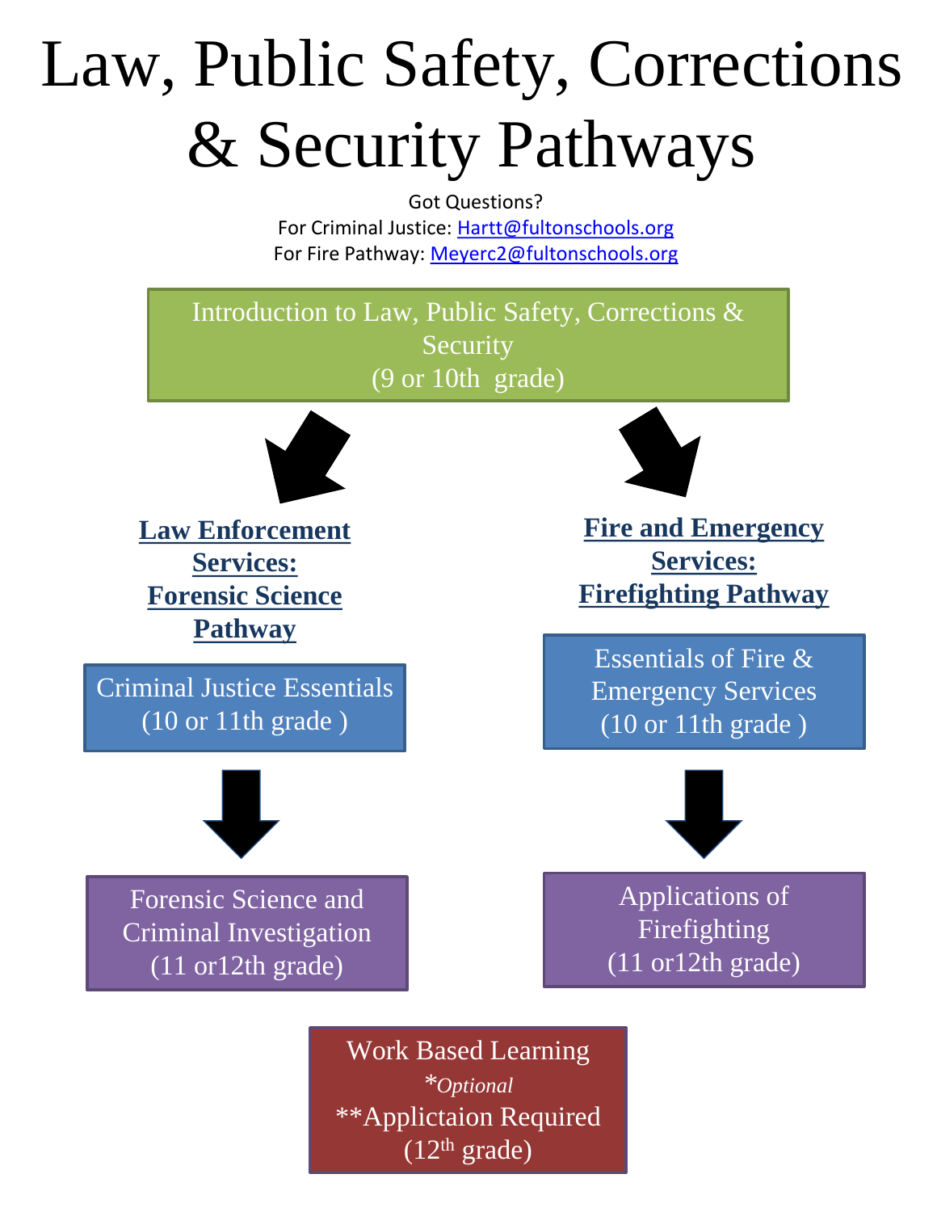# Law, Public Safety, Corrections & Security Pathways

Got Questions?
For Criminal Justice: Hartt@fultonschools.org
For Fire Pathway: Meyerc2@fultonschools.org

Introduction to Law, Public Safety, Corrections & Security
(9 or 10th grade)

## **Law Enforcement Services: Forensic Science Pathway**

Criminal Justice Essentials
(10 or 11th grade )

Forensic Science and Criminal Investigation
(11 or12th grade)

## **Fire and Emergency Services: Firefighting Pathway**

Essentials of Fire & Emergency Services
(10 or 11th grade )

Applications of Firefighting
(11 or12th grade)

Work Based Learning
*\*Optional*
\*\*Applictaion Required
(12th grade)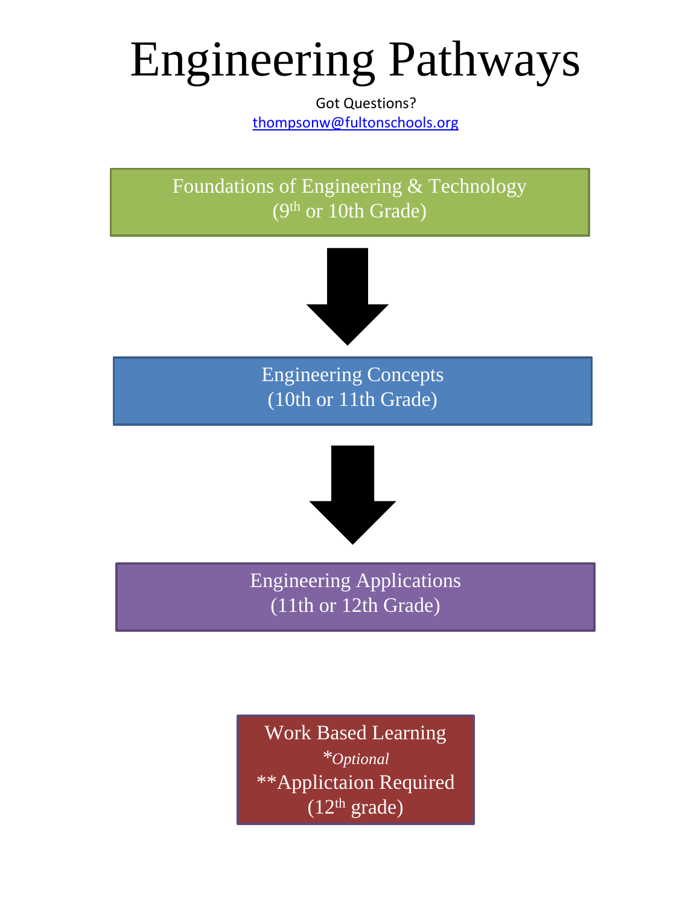# Engineering Pathways

Got Questions?
thompsonw@fultonschools.org

Foundations of Engineering & Technology
($9^{th}$ or 10th Grade)

↓

Engineering Concepts
(10th or 11th Grade)

↓

Engineering Applications
(11th or 12th Grade)

Work Based Learning
**Optional*
**Applictaion Required
($12^{th}$ grade)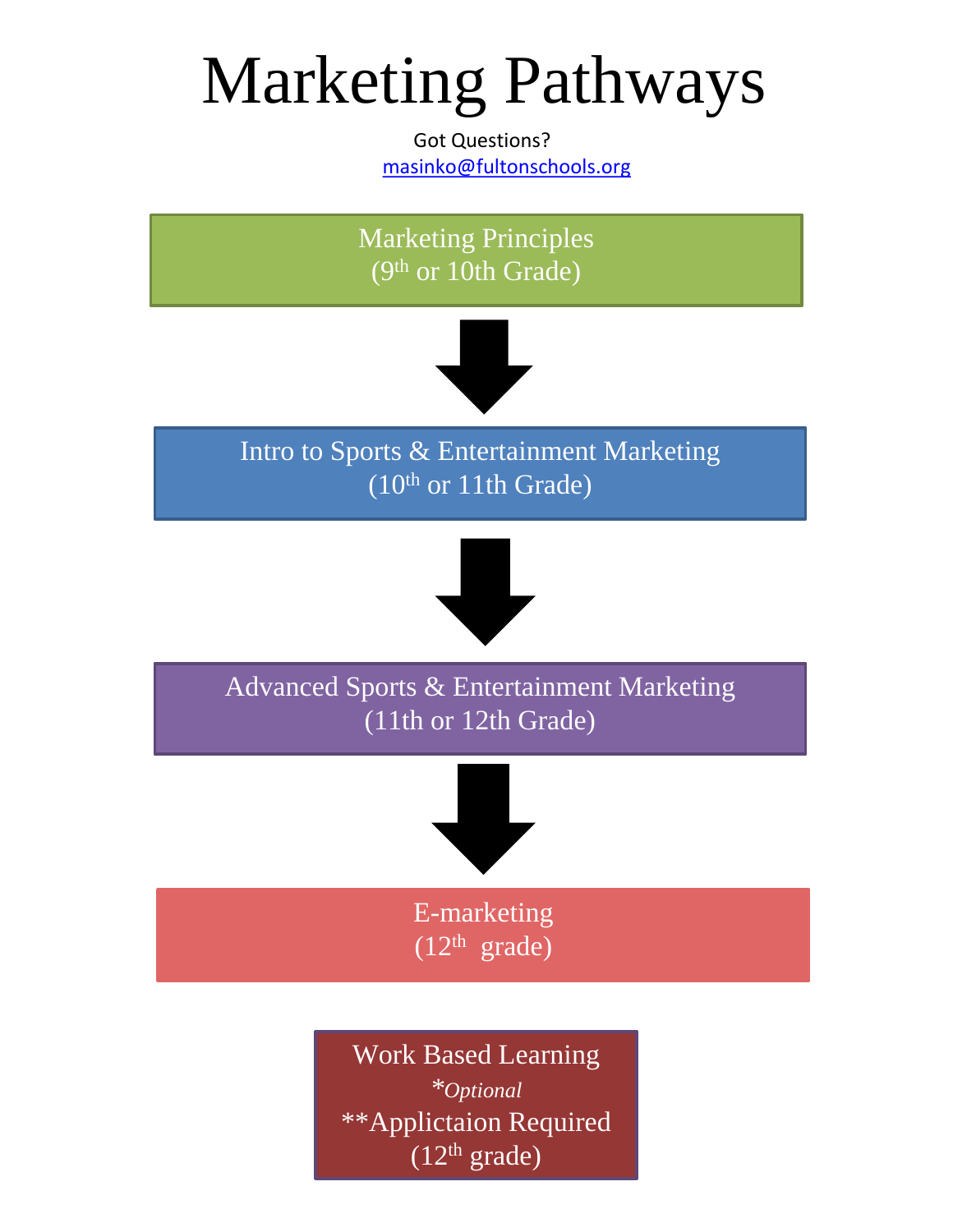# Marketing Pathways

Got Questions?
masinko@fultonschools.org

Marketing Principles
(9th or 10th Grade)

↓

Intro to Sports & Entertainment Marketing
(10th or 11th Grade)

↓

Advanced Sports & Entertainment Marketing
(11th or 12th Grade)

↓

E-marketing
(12th grade)

Work Based Learning
*_Optional_
**Applictaion Required
(12th grade)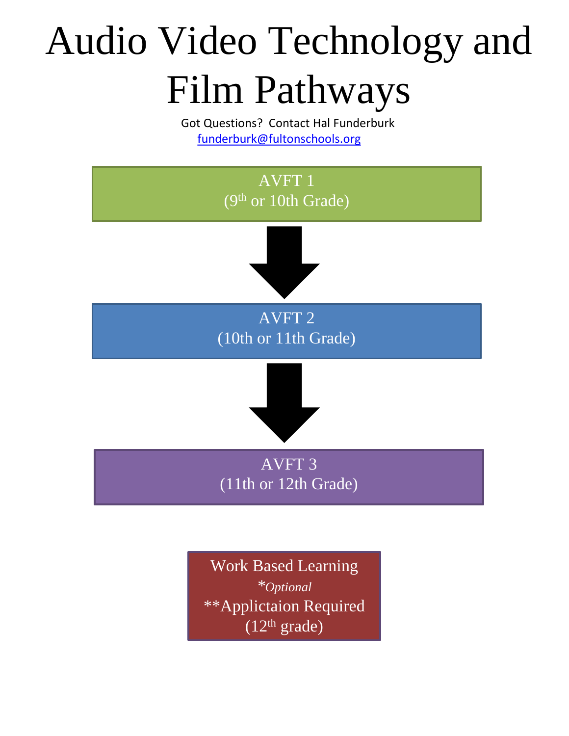# Audio Video Technology and Film Pathways

Got Questions? Contact Hal Funderburk
[funderburk@fultonschools.org](mailto:funderburk@fultonschools.org)

AVFT 1
(9th or 10th Grade)

↓

AVFT 2
(10th or 11th Grade)

↓

AVFT 3
(11th or 12th Grade)

Work Based Learning
*Optional
**Applictaion Required
(12th grade)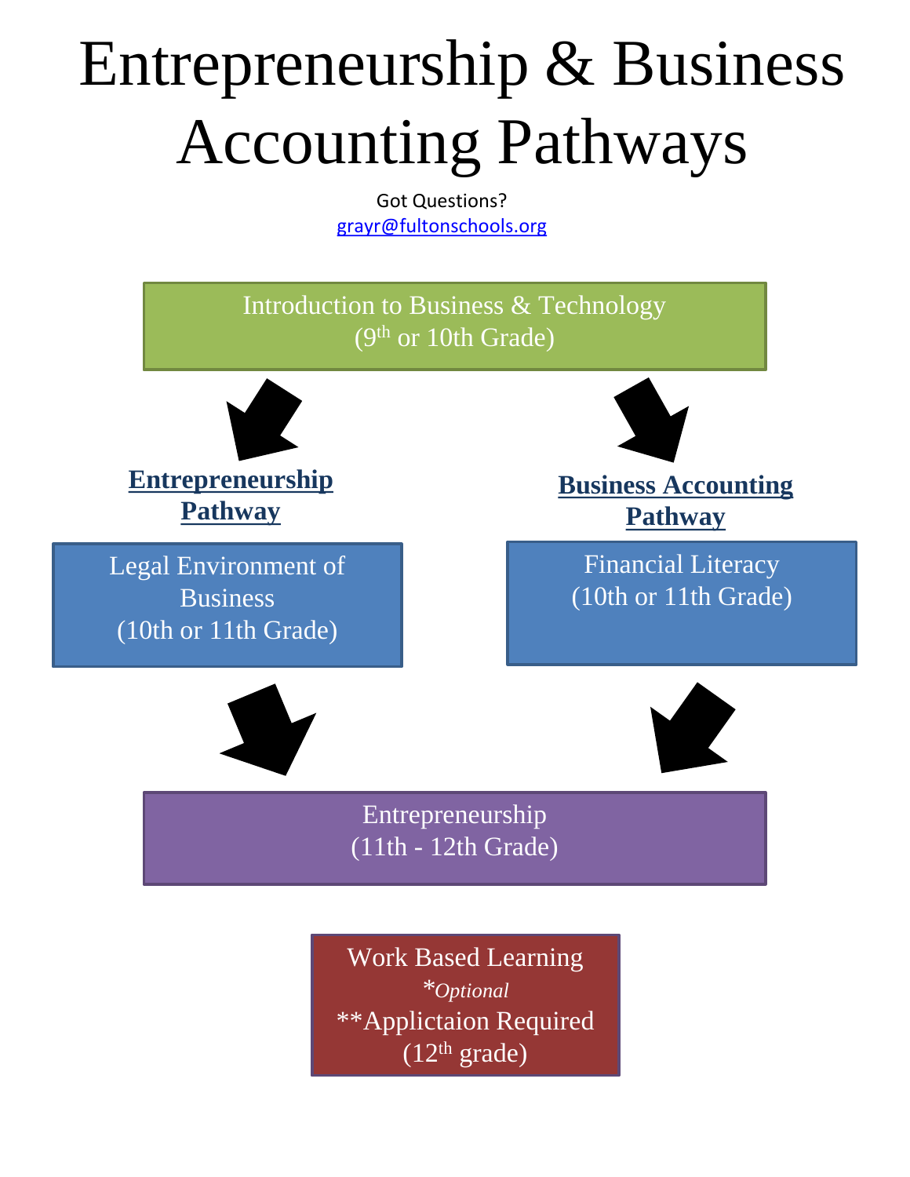# Entrepreneurship & Business Accounting Pathways

Got Questions?
grayr@fultonschools.org

Introduction to Business & Technology
(9th or 10th Grade)

**Entrepreneurship Pathway**

Legal Environment of Business
(10th or 11th Grade)

**Business Accounting Pathway**

Financial Literacy
(10th or 11th Grade)

Entrepreneurship
(11th - 12th Grade)

Work Based Learning
**Optional*
**Applictaion Required
(12th grade)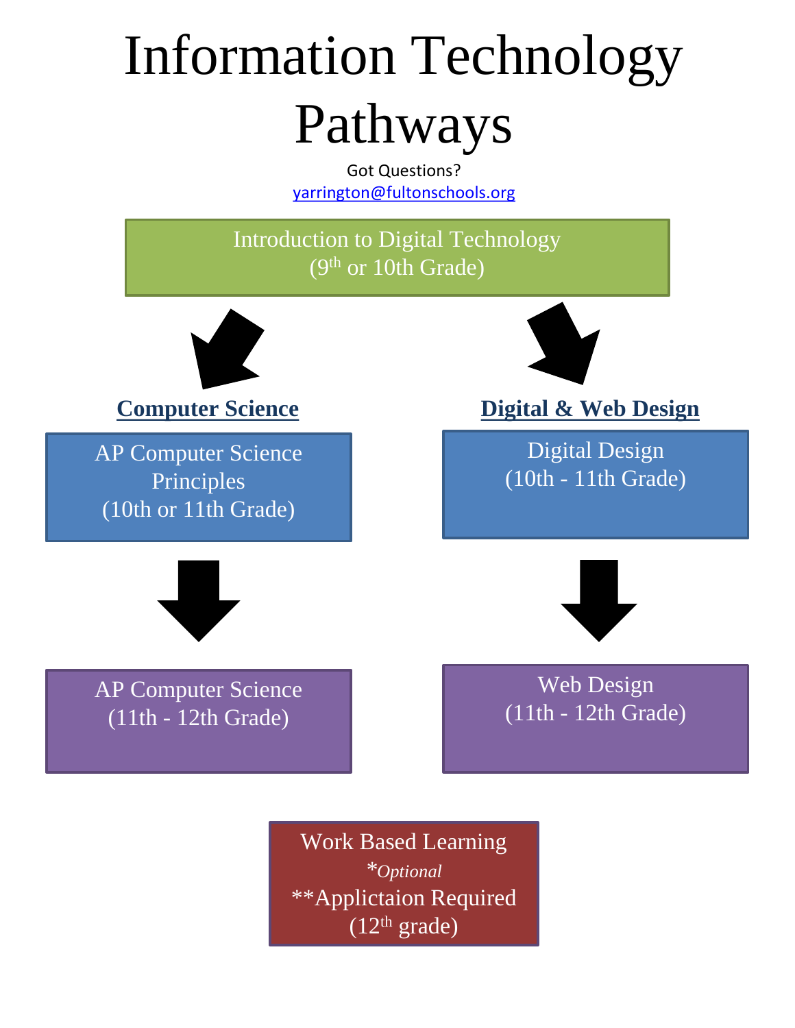# Information Technology Pathways

Got Questions?
yarrington@fultonschools.org

Introduction to Digital Technology
(9th or 10th Grade)

**Computer Science**

AP Computer Science Principles
(10th or 11th Grade)

AP Computer Science
(11th - 12th Grade)

**Digital & Web Design**

Digital Design
(10th - 11th Grade)

Web Design
(11th - 12th Grade)

Work Based Learning
*_Optional_
**Applictaion Required
(12th grade)